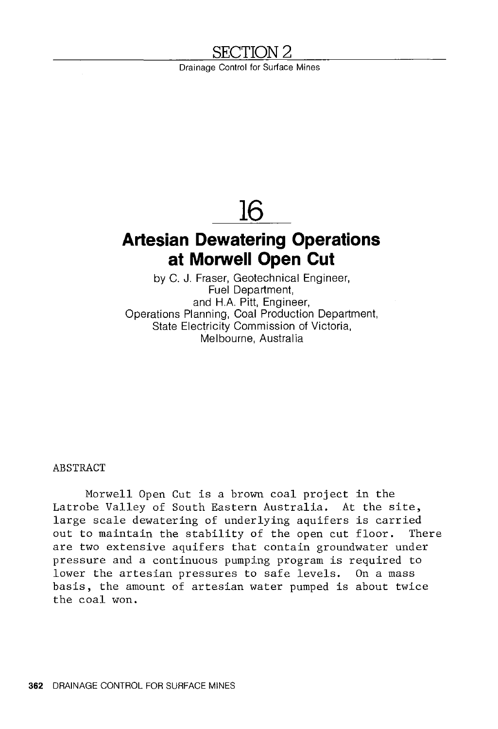## SECTION 2

Drainage Control for Surface Mines

# 16

# Artesian Dewatering Operations at Morwell Open Cut

by C. J. Fraser, Geotechnical Engineer,
Fuel Department,
and H.A. Pitt, Engineer,
Operations Planning, Coal Production Department,
State Electricity Commission of Victoria,
Melbourne, Australia

## ABSTRACT

Morwell Open Cut is a brown coal project in the Latrobe Valley of South Eastern Australia. At the site, large scale dewatering of underlying aquifers is carried out to maintain the stability of the open cut floor. There are two extensive aquifers that contain groundwater under pressure and a continuous pumping program is required to lower the artesian pressures to safe levels. On a mass basis, the amount of artesian water pumped is about twice the coal won.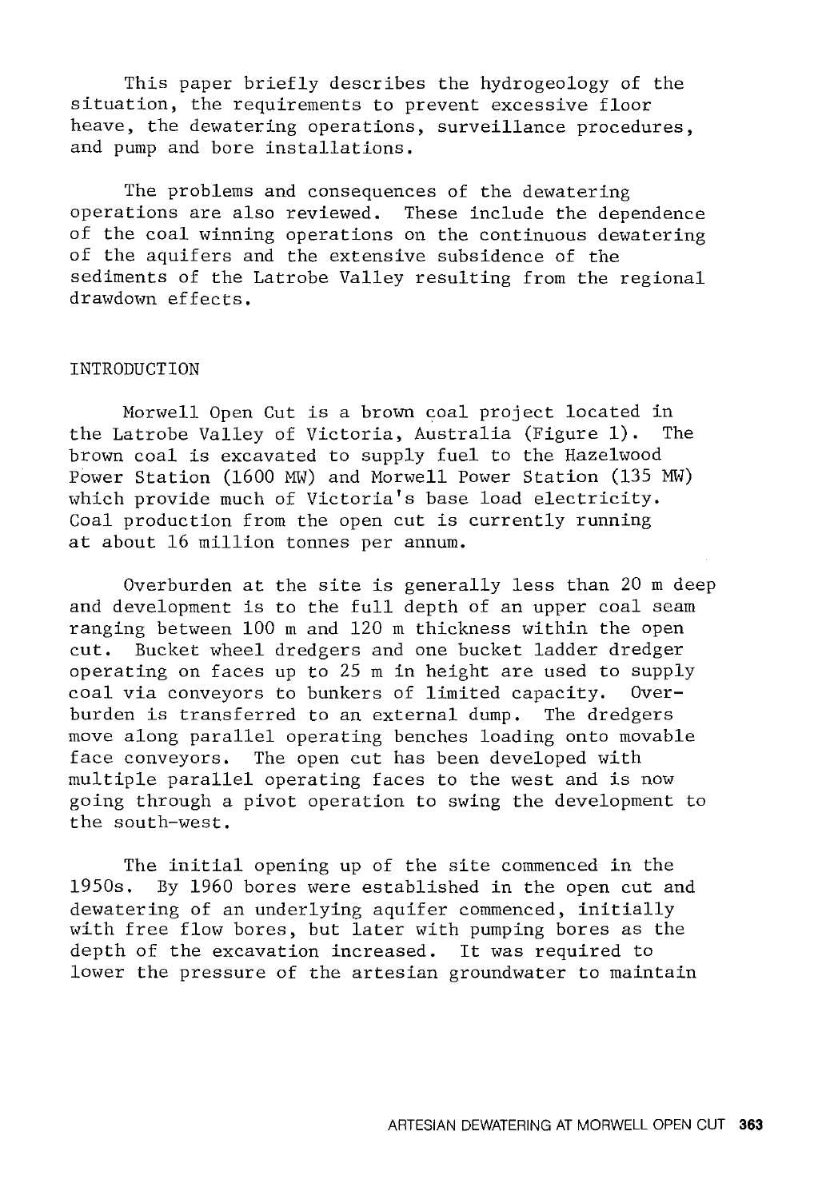This paper briefly describes the hydrogeology of the situation, the requirements to prevent excessive floor heave, the dewatering operations, surveillance procedures, and pump and bore installations.

The problems and consequences of the dewatering operations are also reviewed. These include the dependence of the coal winning operations on the continuous dewatering of the aquifers and the extensive subsidence of the sediments of the Latrobe Valley resulting from the regional drawdown effects.

## INTRODUCTION

Morwell Open Cut is a brown coal project located in the Latrobe Valley of Victoria, Australia (Figure 1). The brown coal is excavated to supply fuel to the Hazelwood Power Station (1600 MW) and Morwell Power Station (135 MW) which provide much of Victoria's base load electricity. Coal production from the open cut is currently running at about 16 million tonnes per annum.

Overburden at the site is generally less than 20 m deep and development is to the full depth of an upper coal seam ranging between 100 m and 120 m thickness within the open cut. Bucket wheel dredgers and one bucket ladder dredger operating on faces up to 25 m in height are used to supply coal via conveyors to bunkers of limited capacity. Overburden is transferred to an external dump. The dredgers move along parallel operating benches loading onto movable face conveyors. The open cut has been developed with multiple parallel operating faces to the west and is now going through a pivot operation to swing the development to the south-west.

The initial opening up of the site commenced in the 1950s. By 1960 bores were established in the open cut and dewatering of an underlying aquifer commenced, initially with free flow bores, but later with pumping bores as the depth of the excavation increased. It was required to lower the pressure of the artesian groundwater to maintain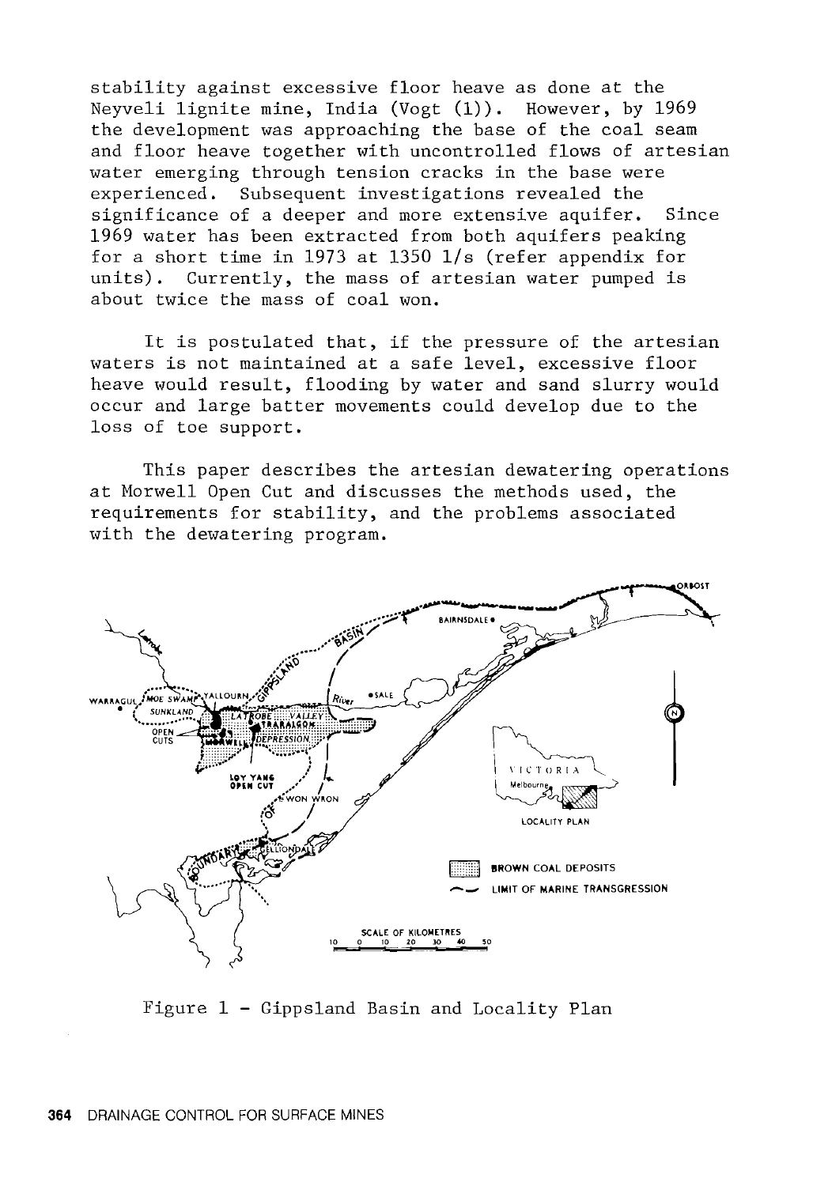stability against excessive floor heave as done at the Neyveli lignite mine, India (Vogt (1)). However, by 1969 the development was approaching the base of the coal seam and floor heave together with uncontrolled flows of artesian water emerging through tension cracks in the base were experienced. Subsequent investigations revealed the significance of a deeper and more extensive aquifer. Since 1969 water has been extracted from both aquifers peaking for a short time in 1973 at 1350 l/s (refer appendix for units). Currently, the mass of artesian water pumped is about twice the mass of coal won.

It is postulated that, if the pressure of the artesian waters is not maintained at a safe level, excessive floor heave would result, flooding by water and sand slurry would occur and large batter movements could develop due to the loss of toe support.

This paper describes the artesian dewatering operations at Morwell Open Cut and discusses the methods used, the requirements for stability, and the problems associated with the dewatering program.

Figure 1 - Gippsland Basin and Locality Plan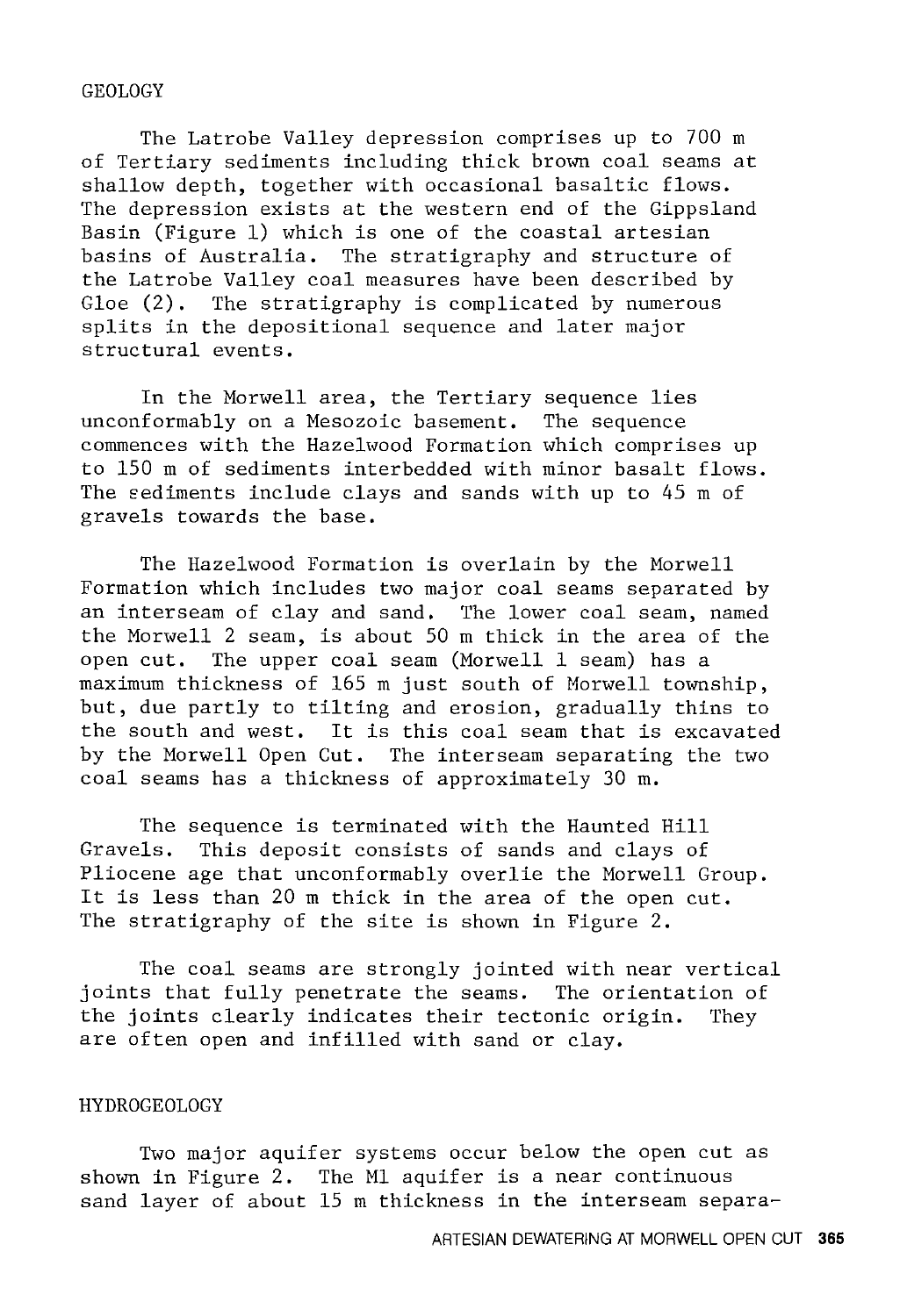## GEOLOGY

The Latrobe Valley depression comprises up to 700 m of Tertiary sediments including thick brown coal seams at shallow depth, together with occasional basaltic flows. The depression exists at the western end of the Gippsland Basin (Figure 1) which is one of the coastal artesian basins of Australia. The stratigraphy and structure of the Latrobe Valley coal measures have been described by Gloe (2). The stratigraphy is complicated by numerous splits in the depositional sequence and later major structural events.

In the Morwell area, the Tertiary sequence lies unconformably on a Mesozoic basement. The sequence commences with the Hazelwood Formation which comprises up to 150 m of sediments interbedded with minor basalt flows. The sediments include clays and sands with up to 45 m of gravels towards the base.

The Hazelwood Formation is overlain by the Morwell Formation which includes two major coal seams separated by an interseam of clay and sand. The lower coal seam, named the Morwell 2 seam, is about 50 m thick in the area of the open cut. The upper coal seam (Morwell 1 seam) has a maximum thickness of 165 m just south of Morwell township, but, due partly to tilting and erosion, gradually thins to the south and west. It is this coal seam that is excavated by the Morwell Open Cut. The interseam separating the two coal seams has a thickness of approximately 30 m.

The sequence is terminated with the Haunted Hill Gravels. This deposit consists of sands and clays of Pliocene age that unconformably overlie the Morwell Group. It is less than 20 m thick in the area of the open cut. The stratigraphy of the site is shown in Figure 2.

The coal seams are strongly jointed with near vertical joints that fully penetrate the seams. The orientation of the joints clearly indicates their tectonic origin. They are often open and infilled with sand or clay.

## HYDROGEOLOGY

Two major aquifer systems occur below the open cut as shown in Figure 2. The M1 aquifer is a near continuous sand layer of about 15 m thickness in the interseam separa-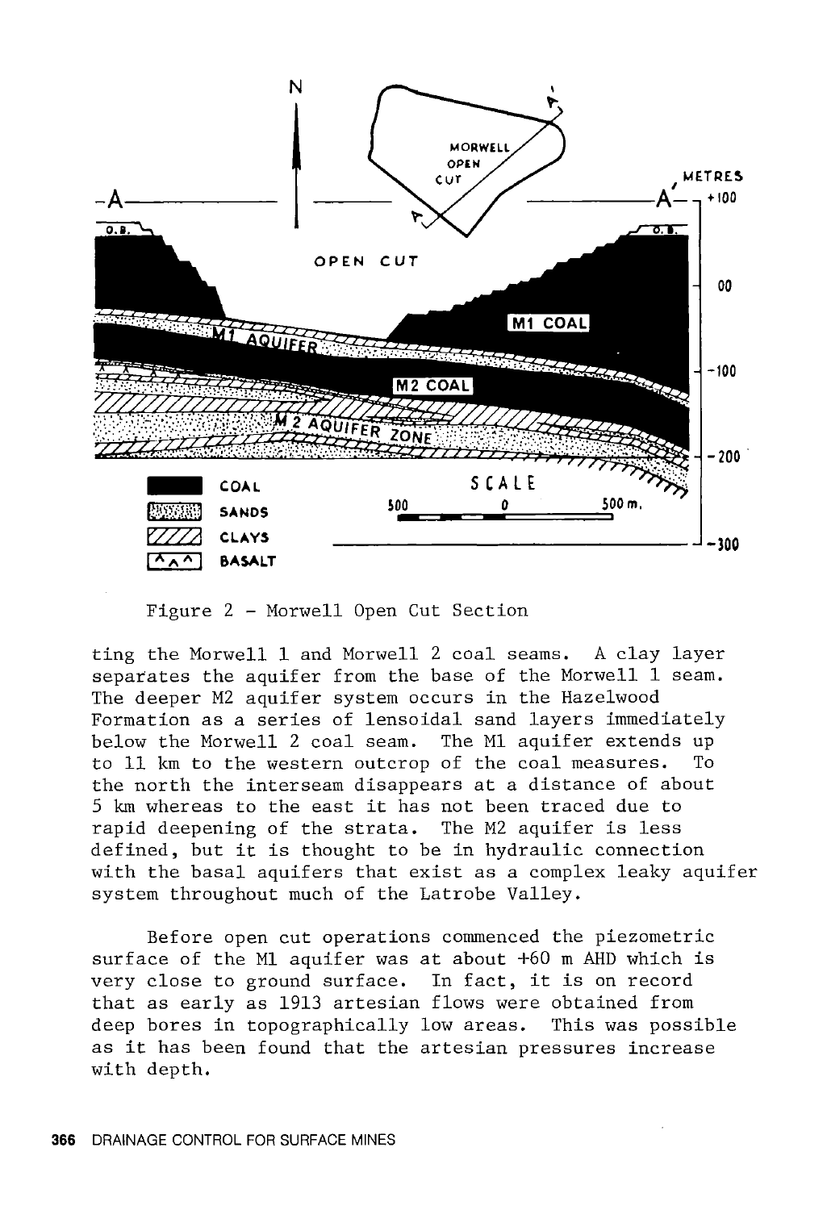Figure 2 - Morwell Open Cut Section

ting the Morwell 1 and Morwell 2 coal seams. A clay layer separates the aquifer from the base of the Morwell 1 seam. The deeper M2 aquifer system occurs in the Hazelwood Formation as a series of lensoidal sand layers immediately below the Morwell 2 coal seam. The M1 aquifer extends up to 11 km to the western outcrop of the coal measures. To the north the interseam disappears at a distance of about 5 km whereas to the east it has not been traced due to rapid deepening of the strata. The M2 aquifer is less defined, but it is thought to be in hydraulic connection with the basal aquifers that exist as a complex leaky aquifer system throughout much of the Latrobe Valley.

Before open cut operations commenced the piezometric surface of the M1 aquifer was at about +60 m AHD which is very close to ground surface. In fact, it is on record that as early as 1913 artesian flows were obtained from deep bores in topographically low areas. This was possible as it has been found that the artesian pressures increase with depth.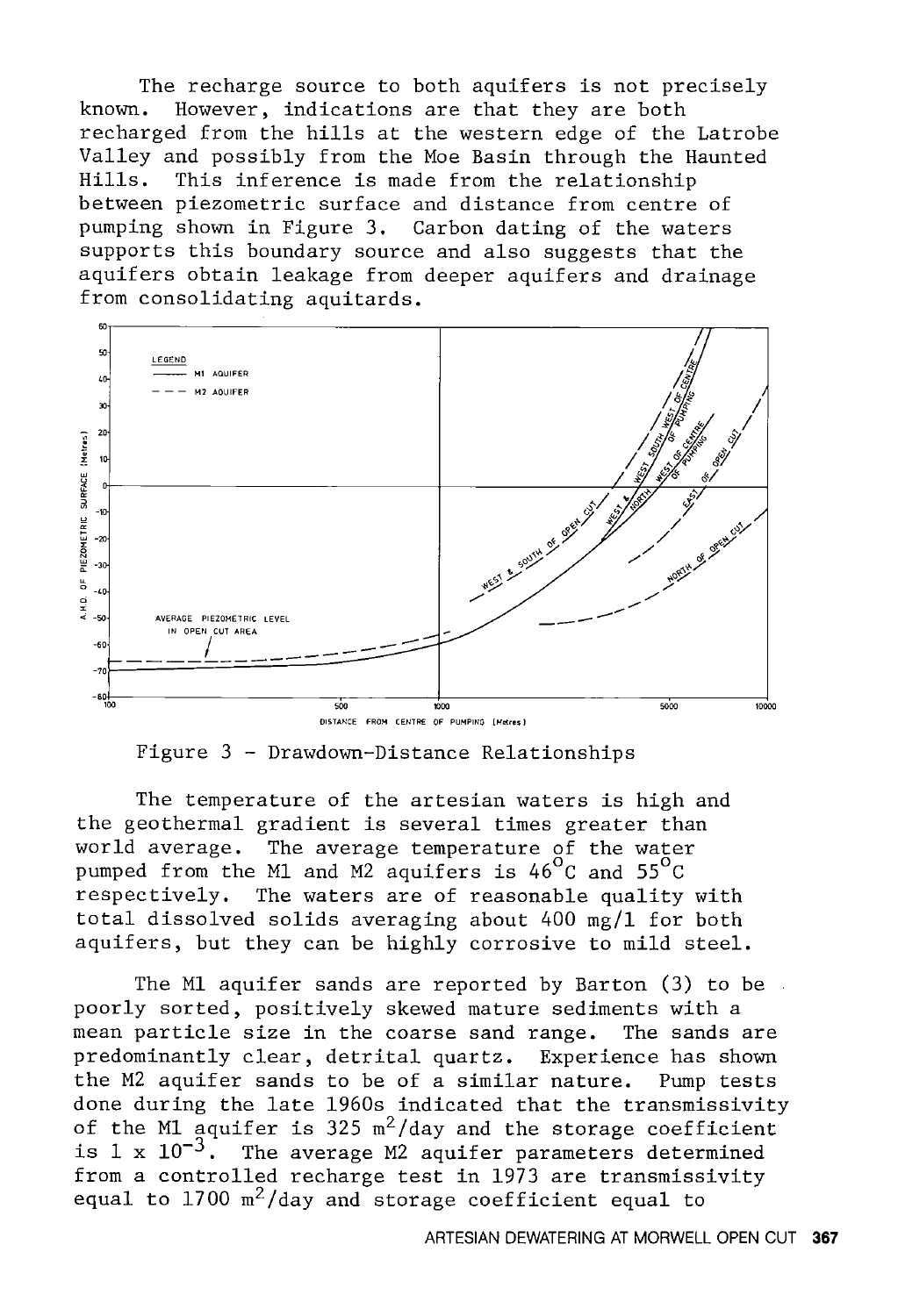The recharge source to both aquifers is not precisely known. However, indications are that they are both recharged from the hills at the western edge of the Latrobe Valley and possibly from the Moe Basin through the Haunted Hills. This inference is made from the relationship between piezometric surface and distance from centre of pumping shown in Figure 3. Carbon dating of the waters supports this boundary source and also suggests that the aquifers obtain leakage from deeper aquifers and drainage from consolidating aquitards.

Figure 3 - Drawdown-Distance Relationships

The temperature of the artesian waters is high and the geothermal gradient is several times greater than world average. The average temperature of the water pumped from the M1 and M2 aquifers is 46°C and 55°C respectively. The waters are of reasonable quality with total dissolved solids averaging about 400 mg/l for both aquifers, but they can be highly corrosive to mild steel.

The M1 aquifer sands are reported by Barton (3) to be poorly sorted, positively skewed mature sediments with a mean particle size in the coarse sand range. The sands are predominantly clear, detrital quartz. Experience has shown the M2 aquifer sands to be of a similar nature. Pump tests done during the late 1960s indicated that the transmissivity of the M1 aquifer is 325 $m^2$/day and the storage coefficient is $1 \times 10^{-3}$. The average M2 aquifer parameters determined from a controlled recharge test in 1973 are transmissivity equal to 1700 $m^2$/day and storage coefficient equal to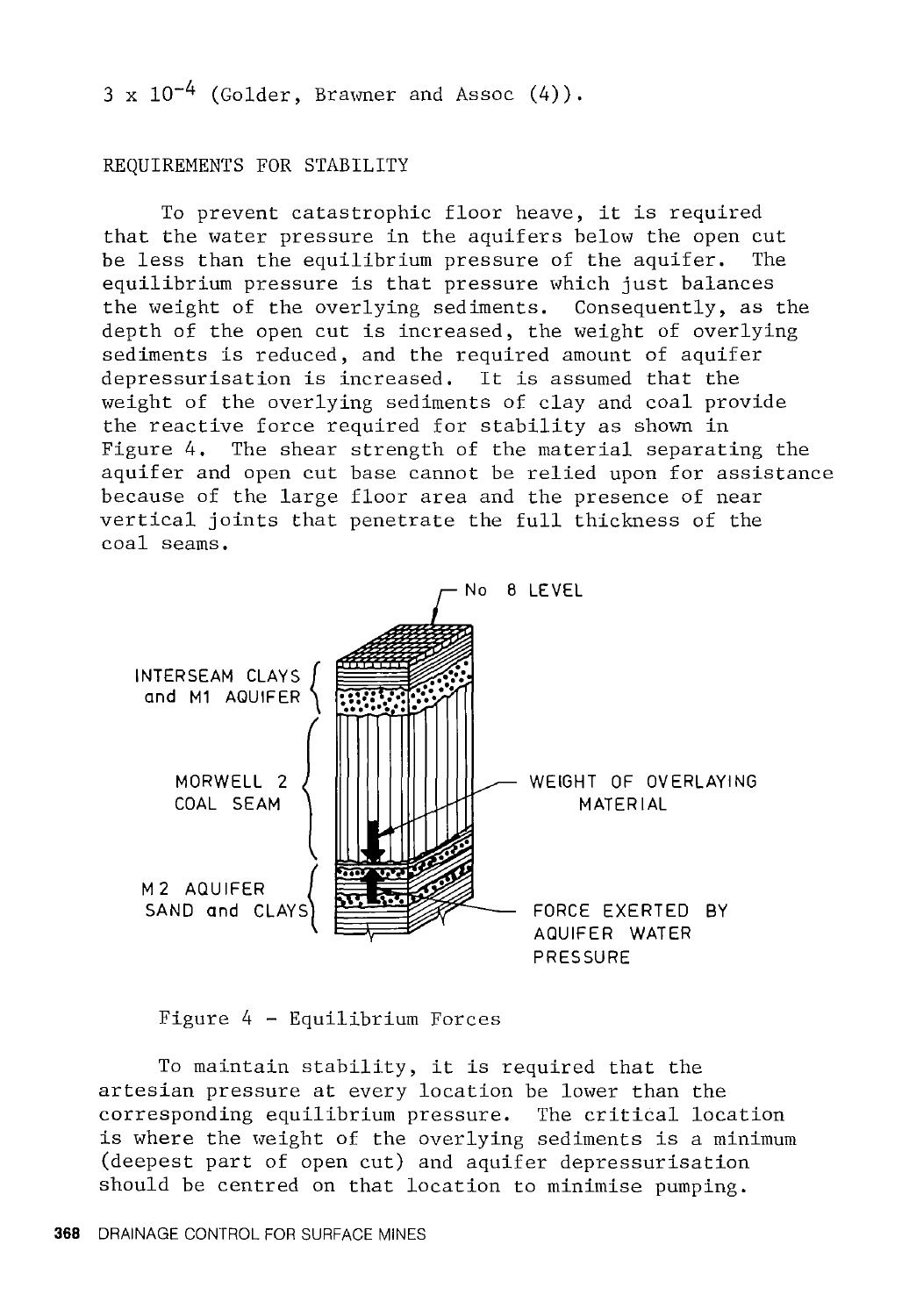$3 \times 10^{-4}$ (Golder, Brawner and Assoc (4)).

## REQUIREMENTS FOR STABILITY

To prevent catastrophic floor heave, it is required that the water pressure in the aquifers below the open cut be less than the equilibrium pressure of the aquifer. The equilibrium pressure is that pressure which just balances the weight of the overlying sediments. Consequently, as the depth of the open cut is increased, the weight of overlying sediments is reduced, and the required amount of aquifer depressurisation is increased. It is assumed that the weight of the overlying sediments of clay and coal provide the reactive force required for stability as shown in Figure 4. The shear strength of the material separating the aquifer and open cut base cannot be relied upon for assistance because of the large floor area and the presence of near vertical joints that penetrate the full thickness of the coal seams.

Figure 4 - Equilibrium Forces

To maintain stability, it is required that the artesian pressure at every location be lower than the corresponding equilibrium pressure. The critical location is where the weight of the overlying sediments is a minimum (deepest part of open cut) and aquifer depressurisation should be centred on that location to minimise pumping.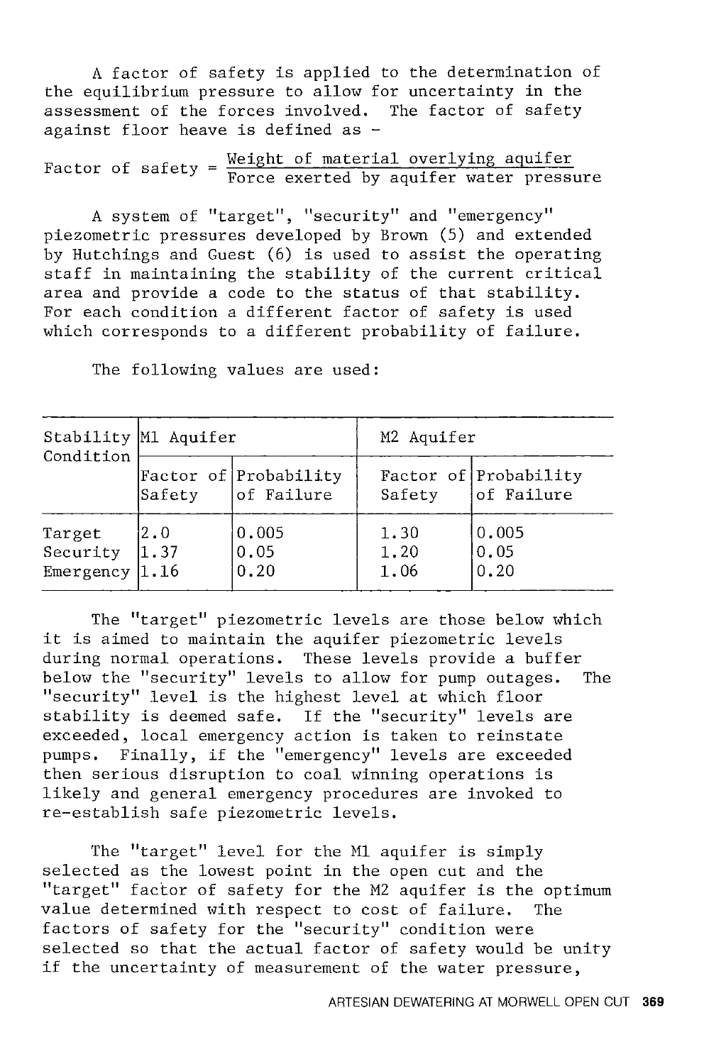A factor of safety is applied to the determination of the equilibrium pressure to allow for uncertainty in the assessment of the forces involved. The factor of safety against floor heave is defined as -

$$\text{Factor of safety} = \frac{\text{Weight of material overlying aquifer}}{\text{Force exerted by aquifer water pressure}}$$

A system of "target", "security" and "emergency" piezometric pressures developed by Brown (5) and extended by Hutchings and Guest (6) is used to assist the operating staff in maintaining the stability of the current critical area and provide a code to the status of that stability. For each condition a different factor of safety is used which corresponds to a different probability of failure.

The following values are used:

| Stability Condition | M1 Aquifer | | M2 Aquifer | |
|---|---|---|---|---|
| | Factor of Safety | Probability of Failure | Factor of Safety | Probability of Failure |
| Target | 2.0 | 0.005 | 1.30 | 0.005 |
| Security | 1.37 | 0.05 | 1.20 | 0.05 |
| Emergency | 1.16 | 0.20 | 1.06 | 0.20 |

The "target" piezometric levels are those below which it is aimed to maintain the aquifer piezometric levels during normal operations. These levels provide a buffer below the "security" levels to allow for pump outages. The "security" level is the highest level at which floor stability is deemed safe. If the "security" levels are exceeded, local emergency action is taken to reinstate pumps. Finally, if the "emergency" levels are exceeded then serious disruption to coal winning operations is likely and general emergency procedures are invoked to re-establish safe piezometric levels.

The "target" level for the M1 aquifer is simply selected as the lowest point in the open cut and the "target" factor of safety for the M2 aquifer is the optimum value determined with respect to cost of failure. The factors of safety for the "security" condition were selected so that the actual factor of safety would be unity if the uncertainty of measurement of the water pressure,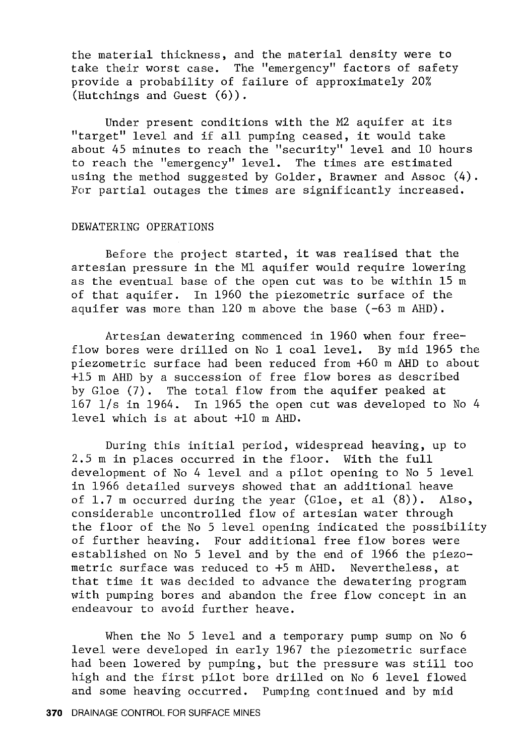the material thickness, and the material density were to take their worst case. The "emergency" factors of safety provide a probability of failure of approximately 20% (Hutchings and Guest (6)).

Under present conditions with the M2 aquifer at its "target" level and if all pumping ceased, it would take about 45 minutes to reach the "security" level and 10 hours to reach the "emergency" level. The times are estimated using the method suggested by Golder, Brawner and Assoc (4). For partial outages the times are significantly increased.

## DEWATERING OPERATIONS

Before the project started, it was realised that the artesian pressure in the M1 aquifer would require lowering as the eventual base of the open cut was to be within 15 m of that aquifer. In 1960 the piezometric surface of the aquifer was more than 120 m above the base (-63 m AHD).

Artesian dewatering commenced in 1960 when four free-flow bores were drilled on No 1 coal level. By mid 1965 the piezometric surface had been reduced from +60 m AHD to about +15 m AHD by a succession of free flow bores as described by Gloe (7). The total flow from the aquifer peaked at 167 l/s in 1964. In 1965 the open cut was developed to No 4 level which is at about +10 m AHD.

During this initial period, widespread heaving, up to 2.5 m in places occurred in the floor. With the full development of No 4 level and a pilot opening to No 5 level in 1966 detailed surveys showed that an additional heave of 1.7 m occurred during the year (Gloe, et al (8)). Also, considerable uncontrolled flow of artesian water through the floor of the No 5 level opening indicated the possibility of further heaving. Four additional free flow bores were established on No 5 level and by the end of 1966 the piezometric surface was reduced to +5 m AHD. Nevertheless, at that time it was decided to advance the dewatering program with pumping bores and abandon the free flow concept in an endeavour to avoid further heave.

When the No 5 level and a temporary pump sump on No 6 level were developed in early 1967 the piezometric surface had been lowered by pumping, but the pressure was still too high and the first pilot bore drilled on No 6 level flowed and some heaving occurred. Pumping continued and by mid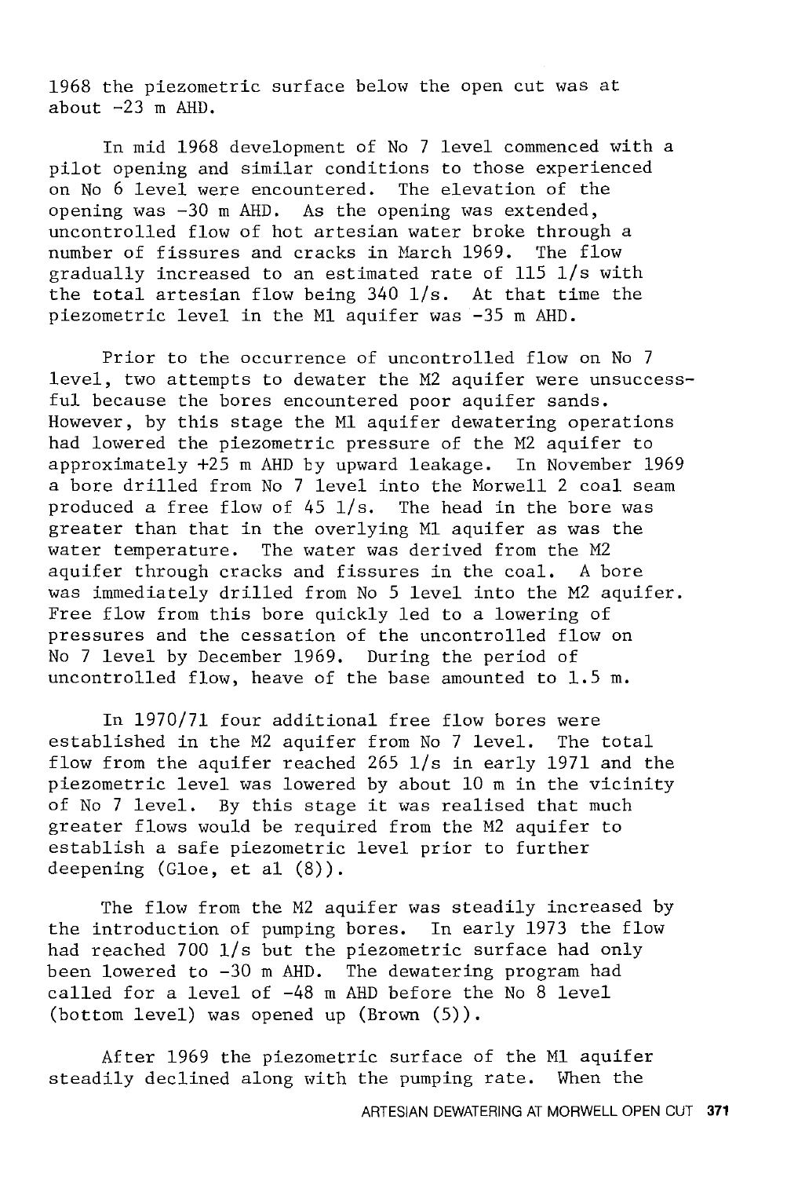1968 the piezometric surface below the open cut was at about -23 m AHD.

In mid 1968 development of No 7 level commenced with a pilot opening and similar conditions to those experienced on No 6 level were encountered. The elevation of the opening was -30 m AHD. As the opening was extended, uncontrolled flow of hot artesian water broke through a number of fissures and cracks in March 1969. The flow gradually increased to an estimated rate of 115 l/s with the total artesian flow being 340 l/s. At that time the piezometric level in the M1 aquifer was -35 m AHD.

Prior to the occurrence of uncontrolled flow on No 7 level, two attempts to dewater the M2 aquifer were unsuccessful because the bores encountered poor aquifer sands. However, by this stage the M1 aquifer dewatering operations had lowered the piezometric pressure of the M2 aquifer to approximately +25 m AHD by upward leakage. In November 1969 a bore drilled from No 7 level into the Morwell 2 coal seam produced a free flow of 45 l/s. The head in the bore was greater than that in the overlying M1 aquifer as was the water temperature. The water was derived from the M2 aquifer through cracks and fissures in the coal. A bore was immediately drilled from No 5 level into the M2 aquifer. Free flow from this bore quickly led to a lowering of pressures and the cessation of the uncontrolled flow on No 7 level by December 1969. During the period of uncontrolled flow, heave of the base amounted to 1.5 m.

In 1970/71 four additional free flow bores were established in the M2 aquifer from No 7 level. The total flow from the aquifer reached 265 l/s in early 1971 and the piezometric level was lowered by about 10 m in the vicinity of No 7 level. By this stage it was realised that much greater flows would be required from the M2 aquifer to establish a safe piezometric level prior to further deepening (Gloe, et al (8)).

The flow from the M2 aquifer was steadily increased by the introduction of pumping bores. In early 1973 the flow had reached 700 l/s but the piezometric surface had only been lowered to -30 m AHD. The dewatering program had called for a level of -48 m AHD before the No 8 level (bottom level) was opened up (Brown (5)).

After 1969 the piezometric surface of the M1 aquifer steadily declined along with the pumping rate. When the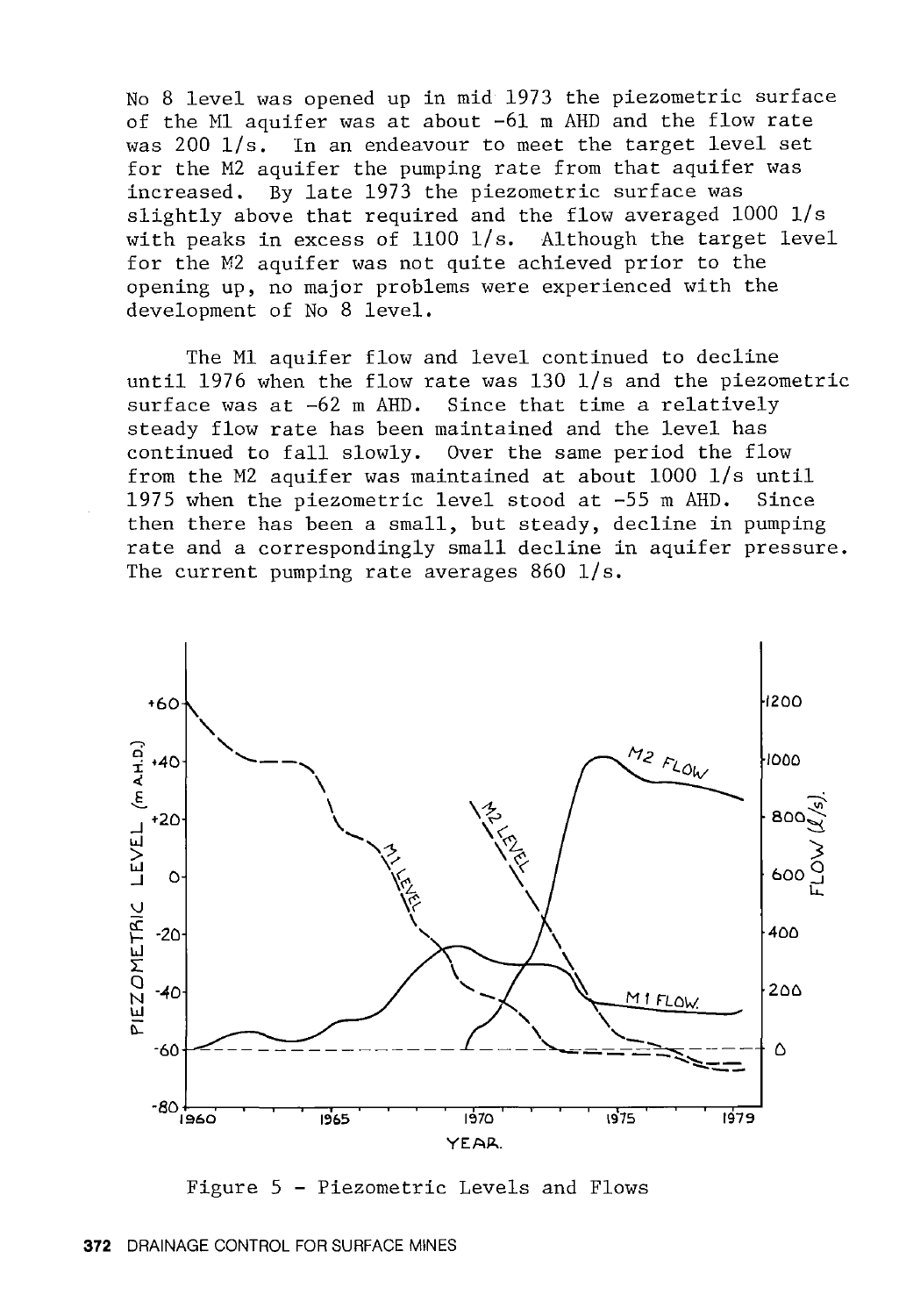No 8 level was opened up in mid 1973 the piezometric surface of the M1 aquifer was at about -61 m AHD and the flow rate was 200 l/s. In an endeavour to meet the target level set for the M2 aquifer the pumping rate from that aquifer was increased. By late 1973 the piezometric surface was slightly above that required and the flow averaged 1000 l/s with peaks in excess of 1100 l/s. Although the target level for the M2 aquifer was not quite achieved prior to the opening up, no major problems were experienced with the development of No 8 level.

The M1 aquifer flow and level continued to decline until 1976 when the flow rate was 130 l/s and the piezometric surface was at -62 m AHD. Since that time a relatively steady flow rate has been maintained and the level has continued to fall slowly. Over the same period the flow from the M2 aquifer was maintained at about 1000 l/s until 1975 when the piezometric level stood at -55 m AHD. Since then there has been a small, but steady, decline in pumping rate and a correspondingly small decline in aquifer pressure. The current pumping rate averages 860 l/s.

Figure 5 - Piezometric Levels and Flows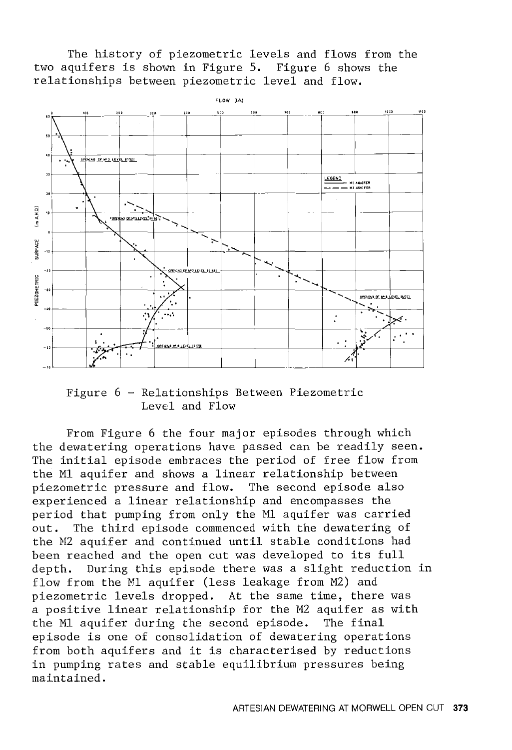The history of piezometric levels and flows from the two aquifers is shown in Figure 5. Figure 6 shows the relationships between piezometric level and flow.

Figure 6 - Relationships Between Piezometric Level and Flow

From Figure 6 the four major episodes through which the dewatering operations have passed can be readily seen. The initial episode embraces the period of free flow from the M1 aquifer and shows a linear relationship between piezometric pressure and flow. The second episode also experienced a linear relationship and encompasses the period that pumping from only the M1 aquifer was carried out. The third episode commenced with the dewatering of the M2 aquifer and continued until stable conditions had been reached and the open cut was developed to its full depth. During this episode there was a slight reduction in flow from the M1 aquifer (less leakage from M2) and piezometric levels dropped. At the same time, there was a positive linear relationship for the M2 aquifer as with the M1 aquifer during the second episode. The final episode is one of consolidation of dewatering operations from both aquifers and it is characterised by reductions in pumping rates and stable equilibrium pressures being maintained.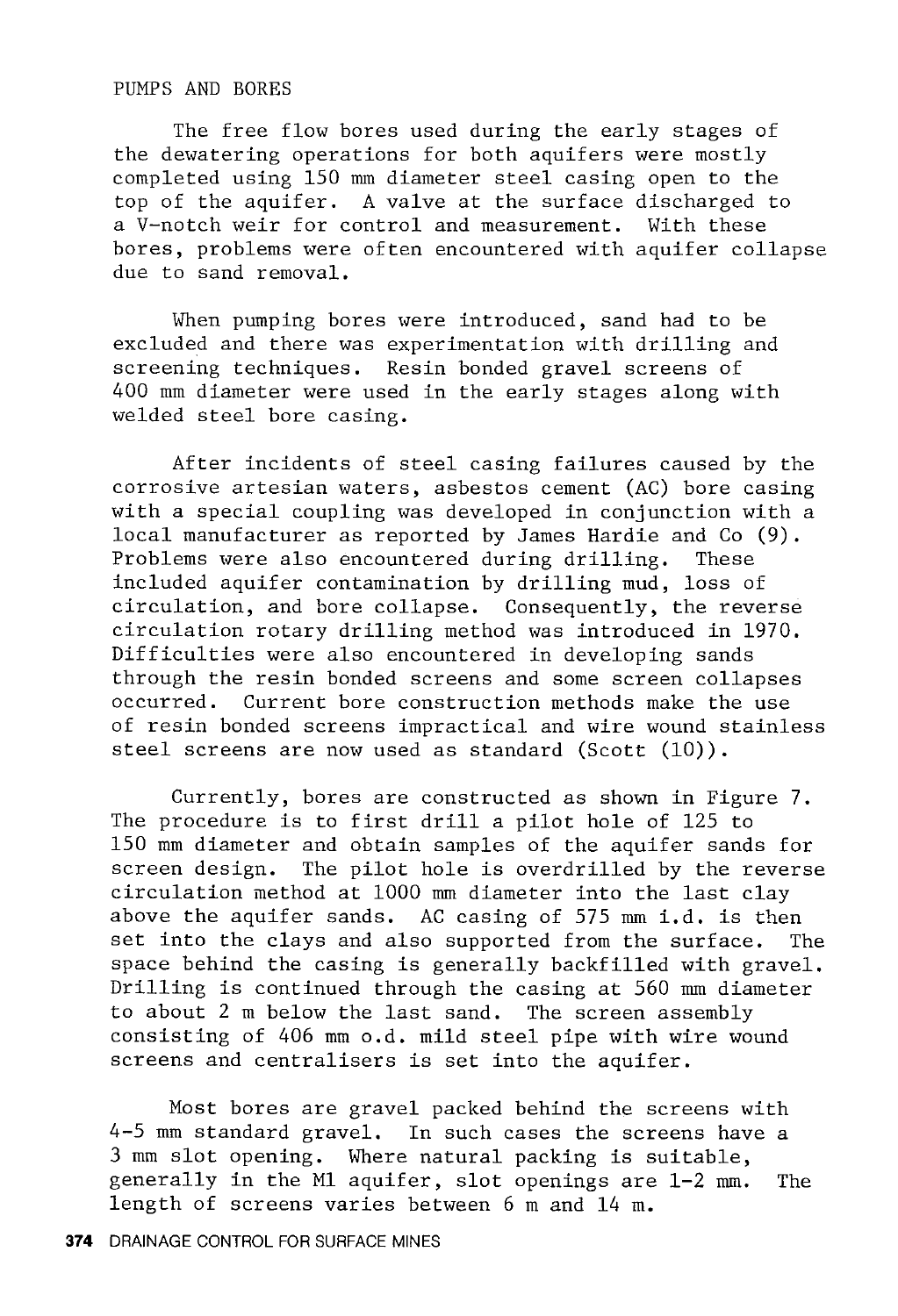## PUMPS AND BORES

The free flow bores used during the early stages of the dewatering operations for both aquifers were mostly completed using 150 mm diameter steel casing open to the top of the aquifer. A valve at the surface discharged to a V-notch weir for control and measurement. With these bores, problems were often encountered with aquifer collapse due to sand removal.

When pumping bores were introduced, sand had to be excluded and there was experimentation with drilling and screening techniques. Resin bonded gravel screens of 400 mm diameter were used in the early stages along with welded steel bore casing.

After incidents of steel casing failures caused by the corrosive artesian waters, asbestos cement (AC) bore casing with a special coupling was developed in conjunction with a local manufacturer as reported by James Hardie and Co (9). Problems were also encountered during drilling. These included aquifer contamination by drilling mud, loss of circulation, and bore collapse. Consequently, the reverse circulation rotary drilling method was introduced in 1970. Difficulties were also encountered in developing sands through the resin bonded screens and some screen collapses occurred. Current bore construction methods make the use of resin bonded screens impractical and wire wound stainless steel screens are now used as standard (Scott (10)).

Currently, bores are constructed as shown in Figure 7. The procedure is to first drill a pilot hole of 125 to 150 mm diameter and obtain samples of the aquifer sands for screen design. The pilot hole is overdrilled by the reverse circulation method at 1000 mm diameter into the last clay above the aquifer sands. AC casing of 575 mm i.d. is then set into the clays and also supported from the surface. The space behind the casing is generally backfilled with gravel. Drilling is continued through the casing at 560 mm diameter to about 2 m below the last sand. The screen assembly consisting of 406 mm o.d. mild steel pipe with wire wound screens and centralisers is set into the aquifer.

Most bores are gravel packed behind the screens with 4-5 mm standard gravel. In such cases the screens have a 3 mm slot opening. Where natural packing is suitable, generally in the M1 aquifer, slot openings are 1-2 mm. The length of screens varies between 6 m and 14 m.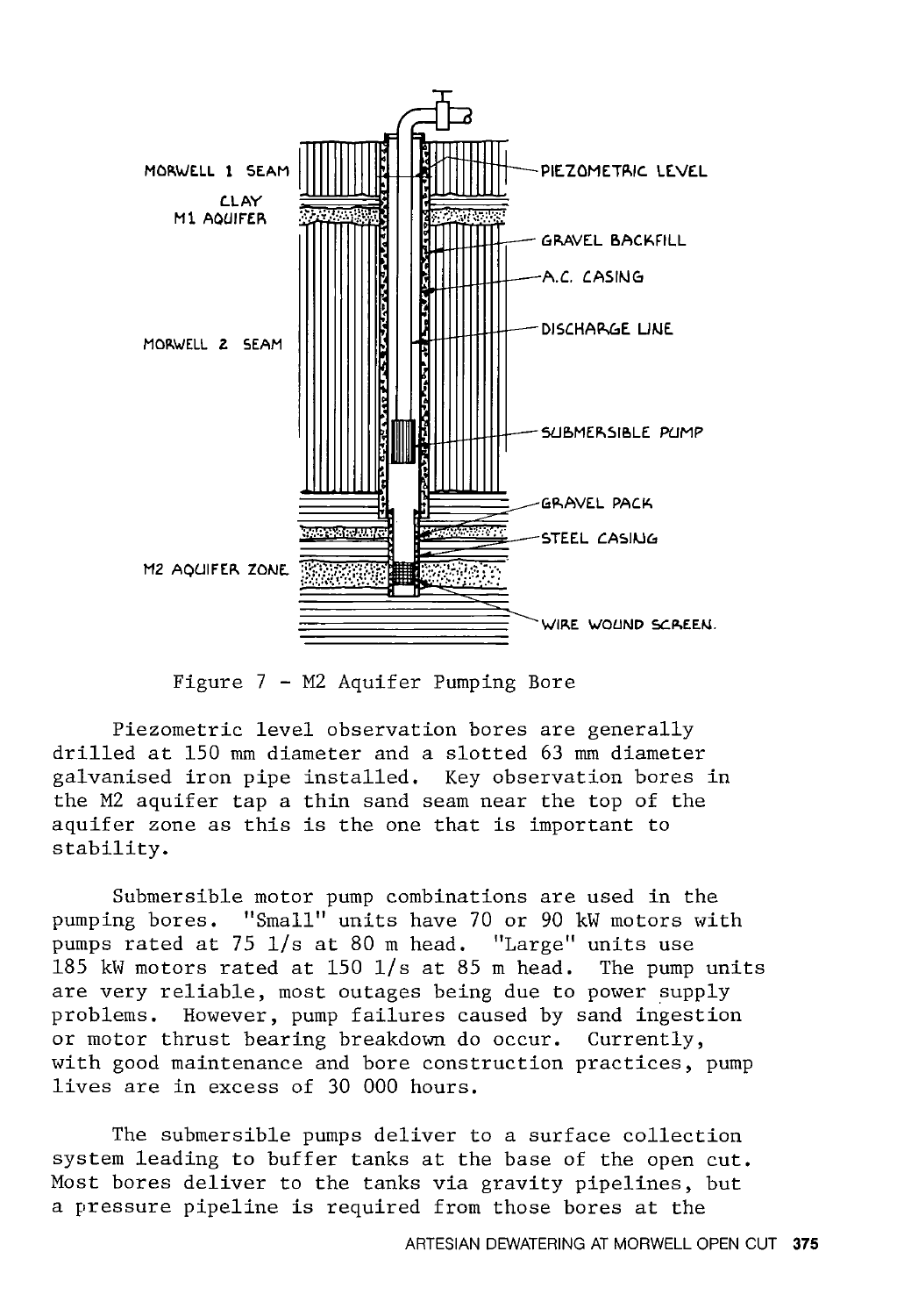Figure 7 - M2 Aquifer Pumping Bore

Piezometric level observation bores are generally drilled at 150 mm diameter and a slotted 63 mm diameter galvanised iron pipe installed. Key observation bores in the M2 aquifer tap a thin sand seam near the top of the aquifer zone as this is the one that is important to stability.

Submersible motor pump combinations are used in the pumping bores. "Small" units have 70 or 90 kW motors with pumps rated at 75 l/s at 80 m head. "Large" units use 185 kW motors rated at 150 l/s at 85 m head. The pump units are very reliable, most outages being due to power supply problems. However, pump failures caused by sand ingestion or motor thrust bearing breakdown do occur. Currently, with good maintenance and bore construction practices, pump lives are in excess of 30 000 hours.

The submersible pumps deliver to a surface collection system leading to buffer tanks at the base of the open cut. Most bores deliver to the tanks via gravity pipelines, but a pressure pipeline is required from those bores at the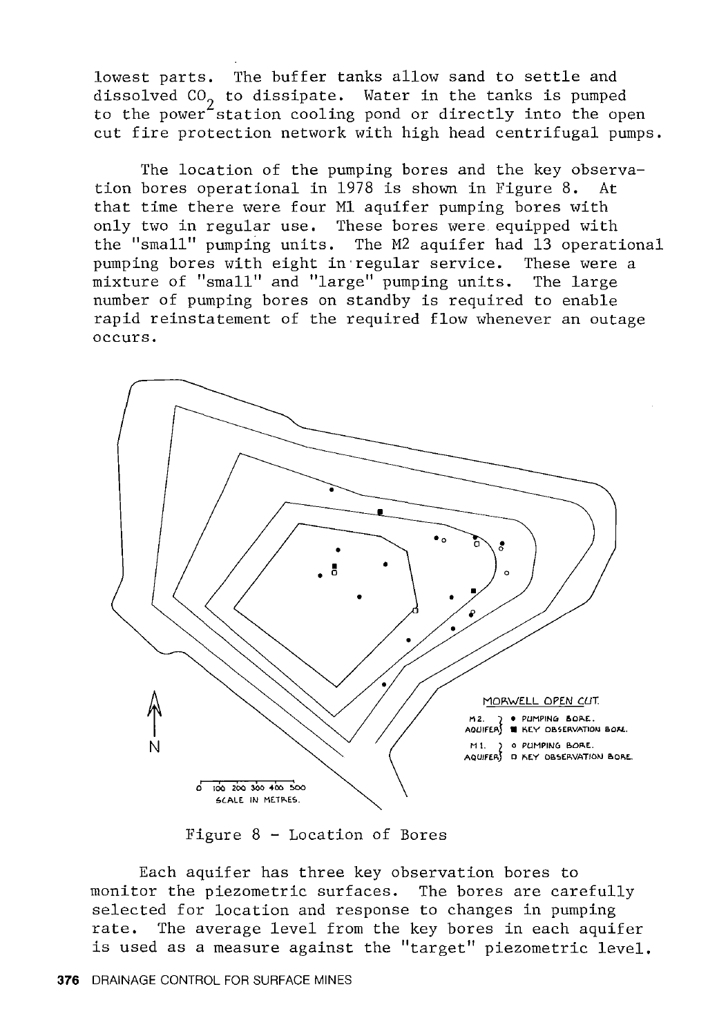lowest parts. The buffer tanks allow sand to settle and dissolved $CO_2$ to dissipate. Water in the tanks is pumped to the power station cooling pond or directly into the open cut fire protection network with high head centrifugal pumps.

The location of the pumping bores and the key observation bores operational in 1978 is shown in Figure 8. At that time there were four M1 aquifer pumping bores with only two in regular use. These bores were equipped with the "small" pumping units. The M2 aquifer had 13 operational pumping bores with eight in regular service. These were a mixture of "small" and "large" pumping units. The large number of pumping bores on standby is required to enable rapid reinstatement of the required flow whenever an outage occurs.

Figure 8 - Location of Bores

Each aquifer has three key observation bores to monitor the piezometric surfaces. The bores are carefully selected for location and response to changes in pumping rate. The average level from the key bores in each aquifer is used as a measure against the "target" piezometric level.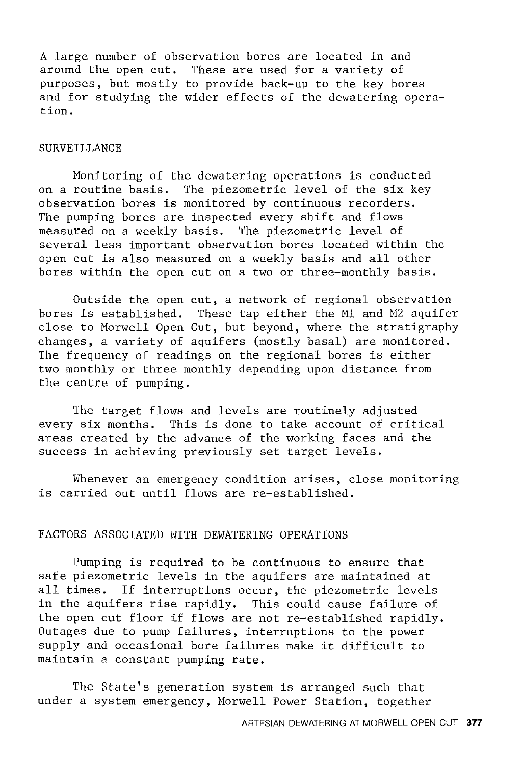A large number of observation bores are located in and around the open cut. These are used for a variety of purposes, but mostly to provide back-up to the key bores and for studying the wider effects of the dewatering operation.

## SURVEILLANCE

Monitoring of the dewatering operations is conducted on a routine basis. The piezometric level of the six key observation bores is monitored by continuous recorders. The pumping bores are inspected every shift and flows measured on a weekly basis. The piezometric level of several less important observation bores located within the open cut is also measured on a weekly basis and all other bores within the open cut on a two or three-monthly basis.

Outside the open cut, a network of regional observation bores is established. These tap either the M1 and M2 aquifer close to Morwell Open Cut, but beyond, where the stratigraphy changes, a variety of aquifers (mostly basal) are monitored. The frequency of readings on the regional bores is either two monthly or three monthly depending upon distance from the centre of pumping.

The target flows and levels are routinely adjusted every six months. This is done to take account of critical areas created by the advance of the working faces and the success in achieving previously set target levels.

Whenever an emergency condition arises, close monitoring is carried out until flows are re-established.

## FACTORS ASSOCIATED WITH DEWATERING OPERATIONS

Pumping is required to be continuous to ensure that safe piezometric levels in the aquifers are maintained at all times. If interruptions occur, the piezometric levels in the aquifers rise rapidly. This could cause failure of the open cut floor if flows are not re-established rapidly. Outages due to pump failures, interruptions to the power supply and occasional bore failures make it difficult to maintain a constant pumping rate.

The State's generation system is arranged such that under a system emergency, Morwell Power Station, together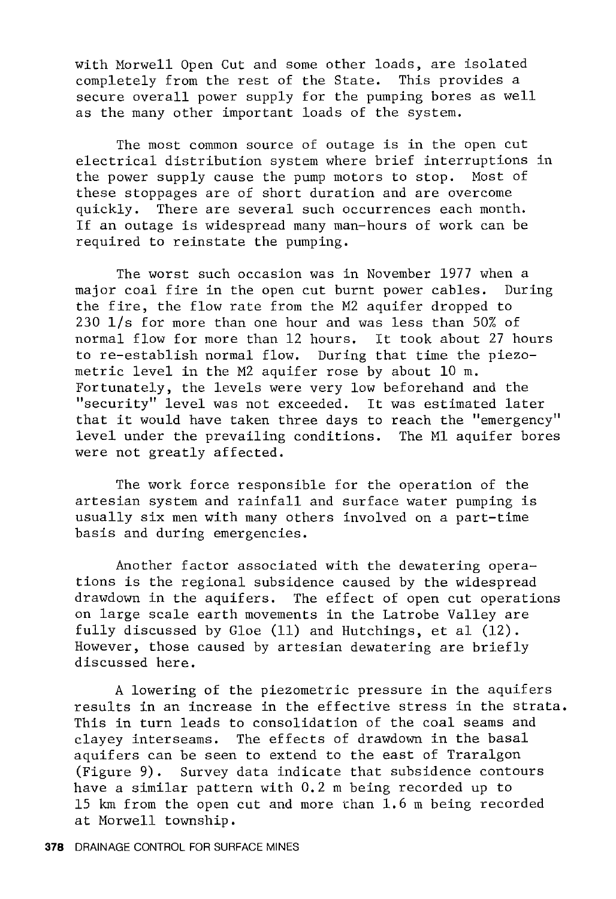with Morwell Open Cut and some other loads, are isolated completely from the rest of the State. This provides a secure overall power supply for the pumping bores as well as the many other important loads of the system.

The most common source of outage is in the open cut electrical distribution system where brief interruptions in the power supply cause the pump motors to stop. Most of these stoppages are of short duration and are overcome quickly. There are several such occurrences each month. If an outage is widespread many man-hours of work can be required to reinstate the pumping.

The worst such occasion was in November 1977 when a major coal fire in the open cut burnt power cables. During the fire, the flow rate from the M2 aquifer dropped to 230 l/s for more than one hour and was less than 50% of normal flow for more than 12 hours. It took about 27 hours to re-establish normal flow. During that time the piezometric level in the M2 aquifer rose by about 10 m. Fortunately, the levels were very low beforehand and the "security" level was not exceeded. It was estimated later that it would have taken three days to reach the "emergency" level under the prevailing conditions. The M1 aquifer bores were not greatly affected.

The work force responsible for the operation of the artesian system and rainfall and surface water pumping is usually six men with many others involved on a part-time basis and during emergencies.

Another factor associated with the dewatering operations is the regional subsidence caused by the widespread drawdown in the aquifers. The effect of open cut operations on large scale earth movements in the Latrobe Valley are fully discussed by Gloe (11) and Hutchings, et al (12). However, those caused by artesian dewatering are briefly discussed here.

A lowering of the piezometric pressure in the aquifers results in an increase in the effective stress in the strata. This in turn leads to consolidation of the coal seams and clayey interseams. The effects of drawdown in the basal aquifers can be seen to extend to the east of Traralgon (Figure 9). Survey data indicate that subsidence contours have a similar pattern with 0.2 m being recorded up to 15 km from the open cut and more than 1.6 m being recorded at Morwell township.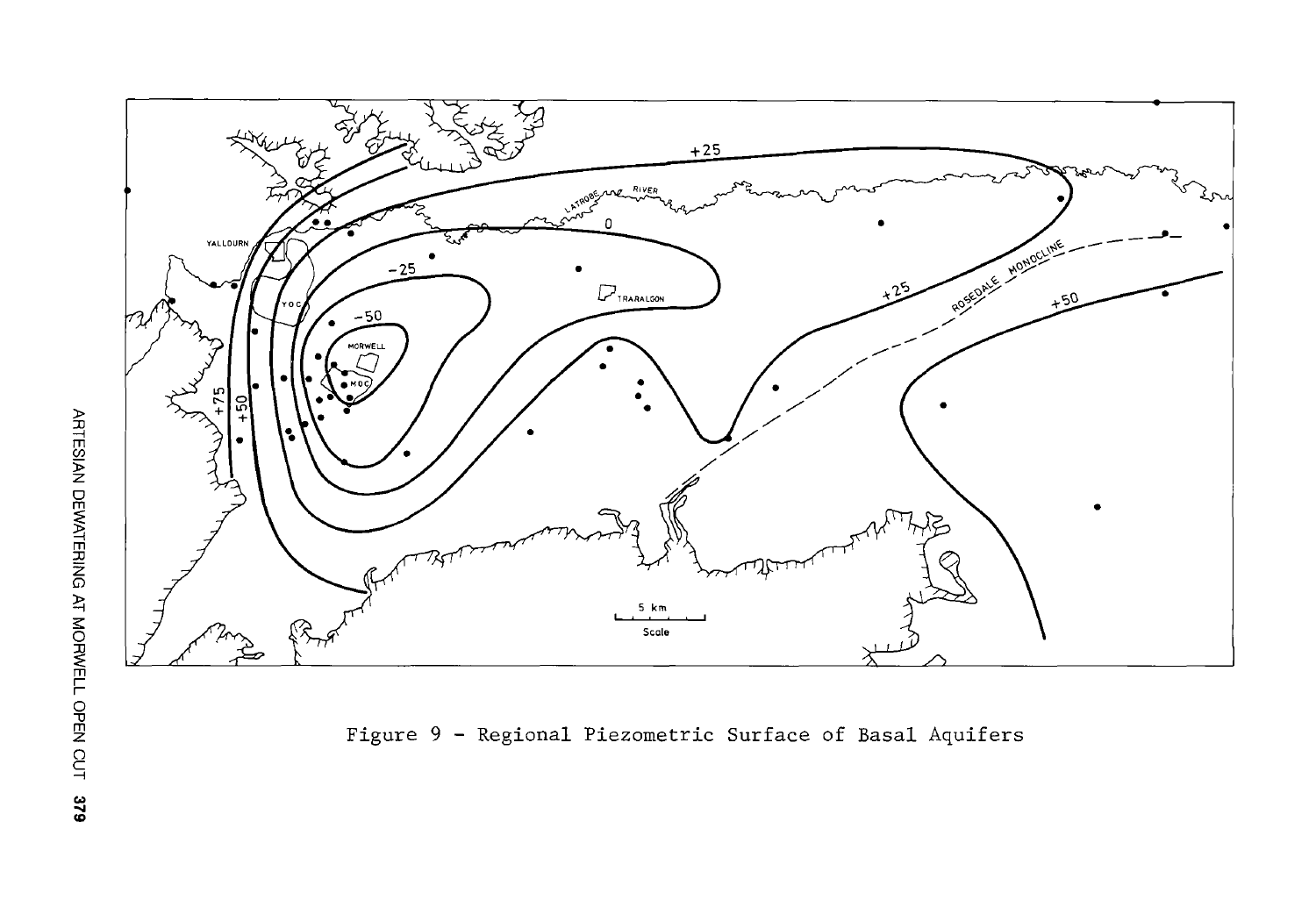Figure 9 - Regional Piezometric Surface of Basal Aquifers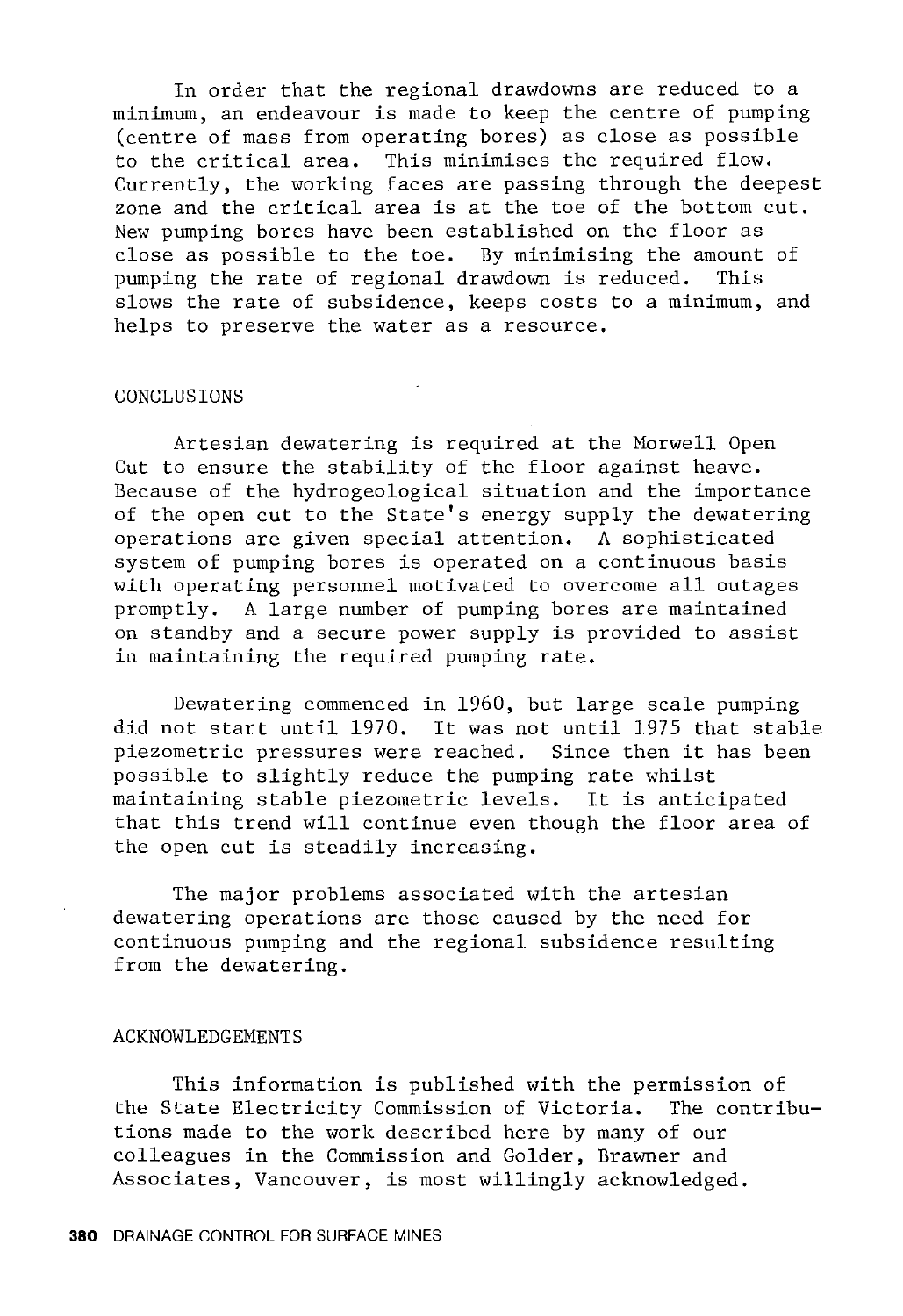In order that the regional drawdowns are reduced to a minimum, an endeavour is made to keep the centre of pumping (centre of mass from operating bores) as close as possible to the critical area. This minimises the required flow. Currently, the working faces are passing through the deepest zone and the critical area is at the toe of the bottom cut. New pumping bores have been established on the floor as close as possible to the toe. By minimising the amount of pumping the rate of regional drawdown is reduced. This slows the rate of subsidence, keeps costs to a minimum, and helps to preserve the water as a resource.

## CONCLUSIONS

Artesian dewatering is required at the Morwell Open Cut to ensure the stability of the floor against heave. Because of the hydrogeological situation and the importance of the open cut to the State's energy supply the dewatering operations are given special attention. A sophisticated system of pumping bores is operated on a continuous basis with operating personnel motivated to overcome all outages promptly. A large number of pumping bores are maintained on standby and a secure power supply is provided to assist in maintaining the required pumping rate.

Dewatering commenced in 1960, but large scale pumping did not start until 1970. It was not until 1975 that stable piezometric pressures were reached. Since then it has been possible to slightly reduce the pumping rate whilst maintaining stable piezometric levels. It is anticipated that this trend will continue even though the floor area of the open cut is steadily increasing.

The major problems associated with the artesian dewatering operations are those caused by the need for continuous pumping and the regional subsidence resulting from the dewatering.

## ACKNOWLEDGEMENTS

This information is published with the permission of the State Electricity Commission of Victoria. The contributions made to the work described here by many of our colleagues in the Commission and Golder, Brawner and Associates, Vancouver, is most willingly acknowledged.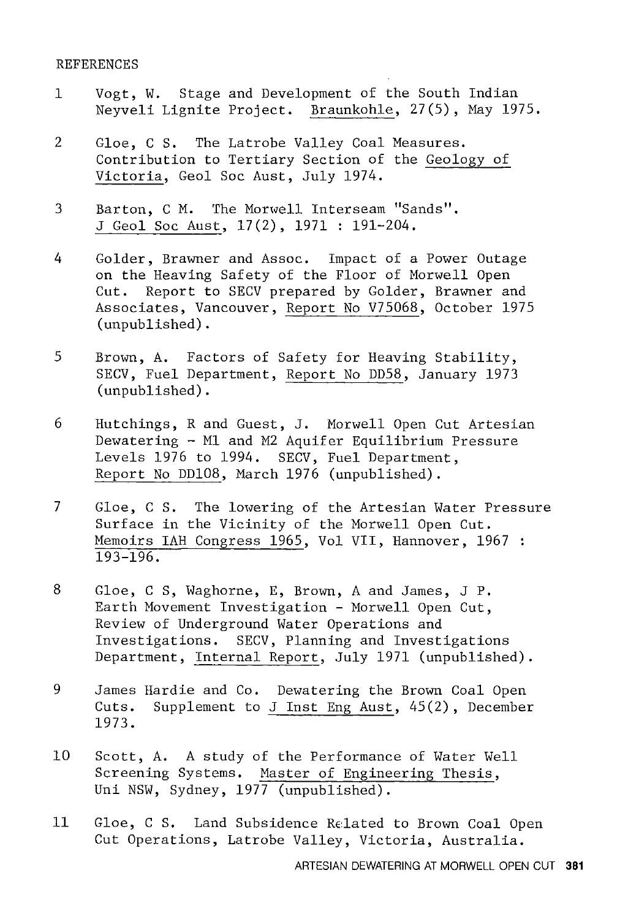REFERENCES

1. Vogt, W. Stage and Development of the South Indian Neyveli Lignite Project. Braunkohle, 27(5), May 1975.

2. Gloe, C S. The Latrobe Valley Coal Measures. Contribution to Tertiary Section of the Geology of Victoria, Geol Soc Aust, July 1974.

3. Barton, C M. The Morwell Interseam "Sands". J Geol Soc Aust, 17(2), 1971 : 191-204.

4. Golder, Brawner and Assoc. Impact of a Power Outage on the Heaving Safety of the Floor of Morwell Open Cut. Report to SECV prepared by Golder, Brawner and Associates, Vancouver, Report No V75068, October 1975 (unpublished).

5. Brown, A. Factors of Safety for Heaving Stability, SECV, Fuel Department, Report No DD58, January 1973 (unpublished).

6. Hutchings, R and Guest, J. Morwell Open Cut Artesian Dewatering - M1 and M2 Aquifer Equilibrium Pressure Levels 1976 to 1994. SECV, Fuel Department, Report No DD108, March 1976 (unpublished).

7. Gloe, C S. The lowering of the Artesian Water Pressure Surface in the Vicinity of the Morwell Open Cut. Memoirs IAH Congress 1965, Vol VII, Hannover, 1967 : 193-196.

8. Gloe, C S, Waghorne, E, Brown, A and James, J P. Earth Movement Investigation - Morwell Open Cut, Review of Underground Water Operations and Investigations. SECV, Planning and Investigations Department, Internal Report, July 1971 (unpublished).

9. James Hardie and Co. Dewatering the Brown Coal Open Cuts. Supplement to J Inst Eng Aust, 45(2), December 1973.

10. Scott, A. A study of the Performance of Water Well Screening Systems. Master of Engineering Thesis, Uni NSW, Sydney, 1977 (unpublished).

11. Gloe, C S. Land Subsidence Related to Brown Coal Open Cut Operations, Latrobe Valley, Victoria, Australia.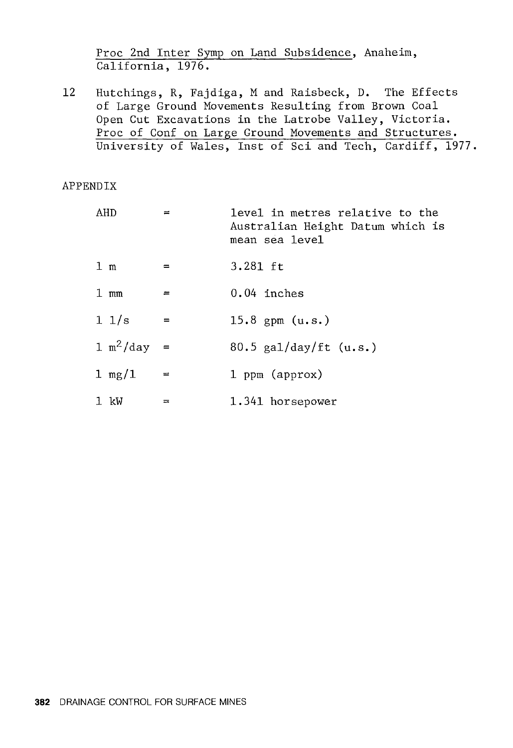Proc 2nd Inter Symp on Land Subsidence, Anaheim, California, 1976.

12 Hutchings, R, Fajdiga, M and Raisbeck, D. The Effects of Large Ground Movements Resulting from Brown Coal Open Cut Excavations in the Latrobe Valley, Victoria. Proc of Conf on Large Ground Movements and Structures. University of Wales, Inst of Sci and Tech, Cardiff, 1977.

## APPENDIX

| | | |
|---|---|---|
| AHD | = | level in metres relative to the Australian Height Datum which is mean sea level |
| 1 m | = | 3.281 ft |
| 1 mm | = | 0.04 inches |
| 1 l/s | = | 15.8 gpm (u.s.) |
| 1 $m^2$/day | = | 80.5 gal/day/ft (u.s.) |
| 1 mg/l | = | 1 ppm (approx) |
| 1 kW | = | 1.341 horsepower |